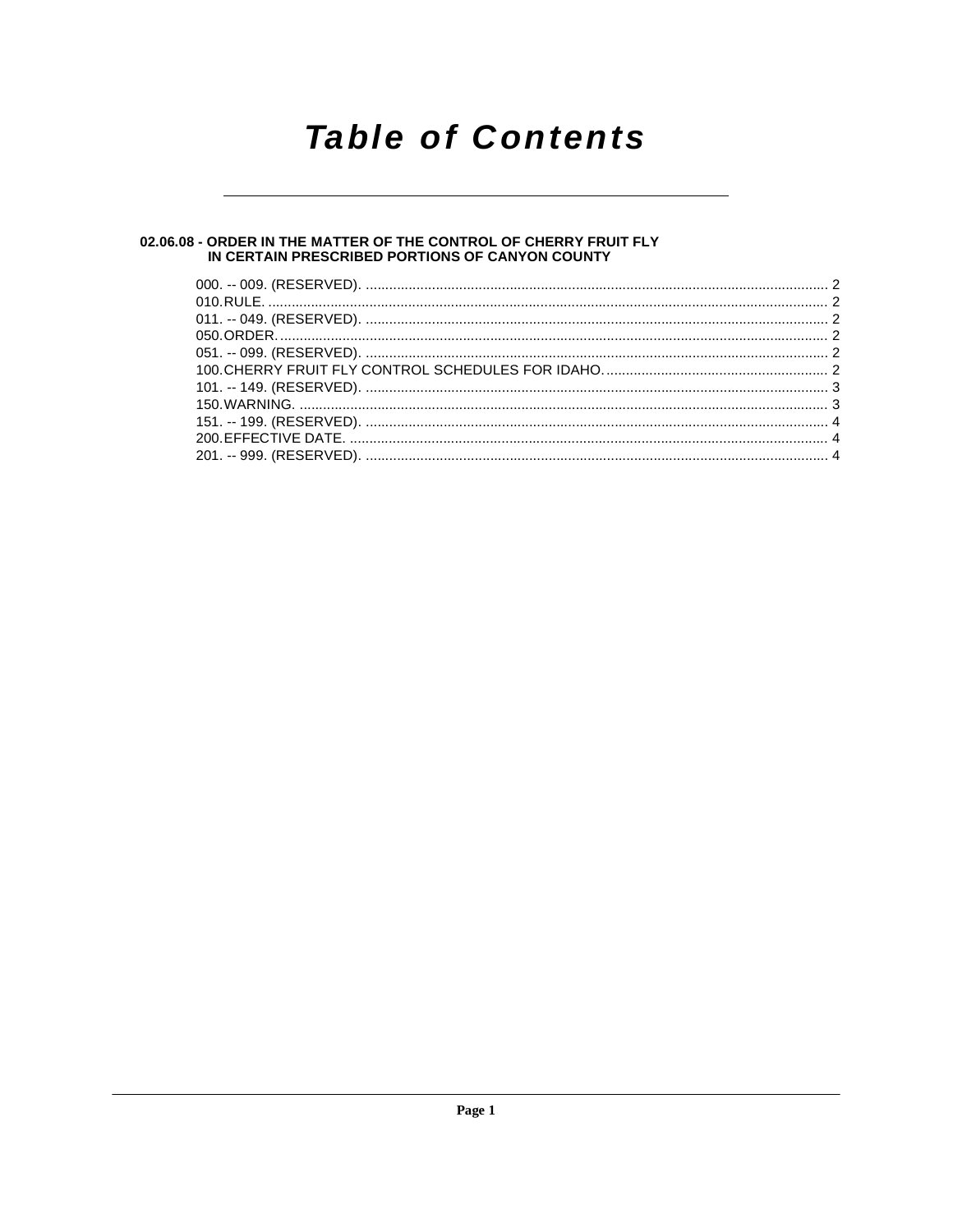# Table of Contents

## 02.06.08 - ORDER IN THE MATTER OF THE CONTROL OF CHERRY FRUIT FLY IN CERTAIN PRESCRIBED PORTIONS OF CANYON COUNTY

000. -- 009. (RESERVED). ..................................................... 2
010. RULE. ..................................................... 2
011. -- 049. (RESERVED). ..................................................... 2
050. ORDER. ..................................................... 2
051. -- 099. (RESERVED). ..................................................... 2
100. CHERRY FRUIT FLY CONTROL SCHEDULES FOR IDAHO. ..................................................... 2
101. -- 149. (RESERVED). ..................................................... 3
150. WARNING. ..................................................... 3
151. -- 199. (RESERVED). ..................................................... 4
200. EFFECTIVE DATE. ..................................................... 4
201. -- 999. (RESERVED). ..................................................... 4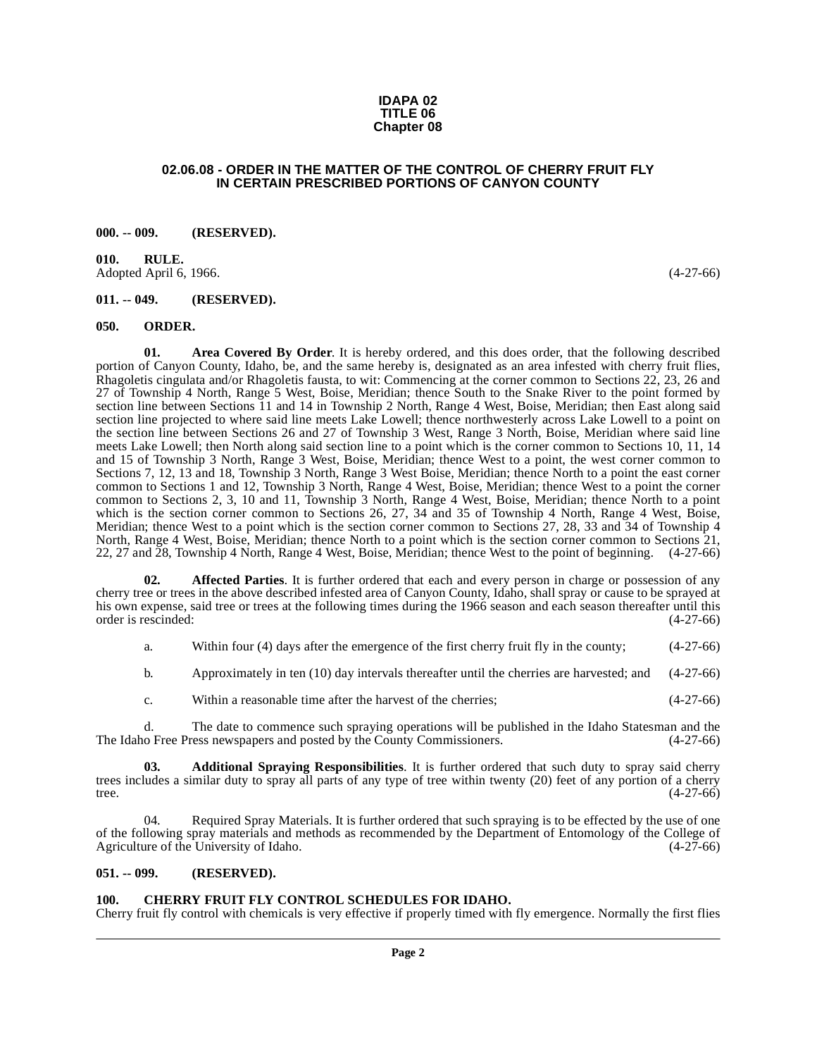**IDAPA 02**
**TITLE 06**
**Chapter 08**

# 02.06.08 - ORDER IN THE MATTER OF THE CONTROL OF CHERRY FRUIT FLY IN CERTAIN PRESCRIBED PORTIONS OF CANYON COUNTY

**000. -- 009. (RESERVED).**

**010. RULE.**

Adopted April 6, 1966. (4-27-66)

**011. -- 049. (RESERVED).**

**050. ORDER.**

**01. Area Covered By Order**. It is hereby ordered, and this does order, that the following described portion of Canyon County, Idaho, be, and the same hereby is, designated as an area infested with cherry fruit flies, Rhagoletis cingulata and/or Rhagoletis fausta, to wit: Commencing at the corner common to Sections 22, 23, 26 and 27 of Township 4 North, Range 5 West, Boise, Meridian; thence South to the Snake River to the point formed by section line between Sections 11 and 14 in Township 2 North, Range 4 West, Boise, Meridian; then East along said section line projected to where said line meets Lake Lowell; thence northwesterly across Lake Lowell to a point on the section line between Sections 26 and 27 of Township 3 West, Range 3 North, Boise, Meridian where said line meets Lake Lowell; then North along said section line to a point which is the corner common to Sections 10, 11, 14 and 15 of Township 3 North, Range 3 West, Boise, Meridian; thence West to a point, the west corner common to Sections 7, 12, 13 and 18, Township 3 North, Range 3 West Boise, Meridian; thence North to a point the east corner common to Sections 1 and 12, Township 3 North, Range 4 West, Boise, Meridian; thence West to a point the corner common to Sections 2, 3, 10 and 11, Township 3 North, Range 4 West, Boise, Meridian; thence North to a point which is the section corner common to Sections 26, 27, 34 and 35 of Township 4 North, Range 4 West, Boise, Meridian; thence West to a point which is the section corner common to Sections 27, 28, 33 and 34 of Township 4 North, Range 4 West, Boise, Meridian; thence North to a point which is the section corner common to Sections 21, 22, 27 and 28, Township 4 North, Range 4 West, Boise, Meridian; thence West to the point of beginning. (4-27-66)

**02. Affected Parties**. It is further ordered that each and every person in charge or possession of any cherry tree or trees in the above described infested area of Canyon County, Idaho, shall spray or cause to be sprayed at his own expense, said tree or trees at the following times during the 1966 season and each season thereafter until this order is rescinded: (4-27-66)

a. Within four (4) days after the emergence of the first cherry fruit fly in the county; (4-27-66)

b. Approximately in ten (10) day intervals thereafter until the cherries are harvested; and (4-27-66)

c. Within a reasonable time after the harvest of the cherries; (4-27-66)

d. The date to commence such spraying operations will be published in the Idaho Statesman and the The Idaho Free Press newspapers and posted by the County Commissioners. (4-27-66)

**03. Additional Spraying Responsibilities**. It is further ordered that such duty to spray said cherry trees includes a similar duty to spray all parts of any type of tree within twenty (20) feet of any portion of a cherry tree. (4-27-66)

04. Required Spray Materials. It is further ordered that such spraying is to be effected by the use of one of the following spray materials and methods as recommended by the Department of Entomology of the College of Agriculture of the University of Idaho. (4-27-66)

**051. -- 099. (RESERVED).**

**100. CHERRY FRUIT FLY CONTROL SCHEDULES FOR IDAHO.**

Cherry fruit fly control with chemicals is very effective if properly timed with fly emergence. Normally the first flies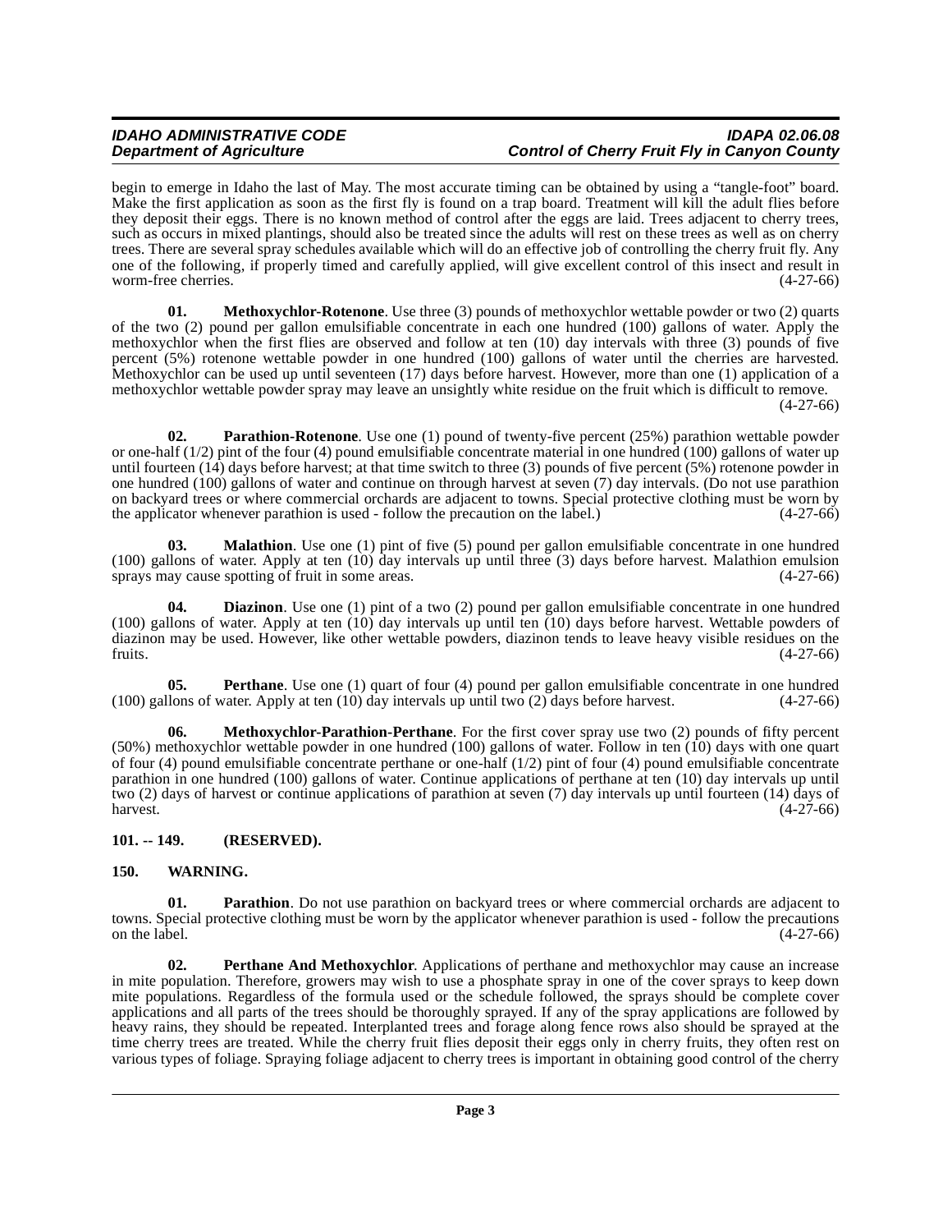begin to emerge in Idaho the last of May. The most accurate timing can be obtained by using a "tangle-foot" board. Make the first application as soon as the first fly is found on a trap board. Treatment will kill the adult flies before they deposit their eggs. There is no known method of control after the eggs are laid. Trees adjacent to cherry trees, such as occurs in mixed plantings, should also be treated since the adults will rest on these trees as well as on cherry trees. There are several spray schedules available which will do an effective job of controlling the cherry fruit fly. Any one of the following, if properly timed and carefully applied, will give excellent control of this insect and result in worm-free cherries. (4-27-66)

**01. Methoxychlor-Rotenone**. Use three (3) pounds of methoxychlor wettable powder or two (2) quarts of the two (2) pound per gallon emulsifiable concentrate in each one hundred (100) gallons of water. Apply the methoxychlor when the first flies are observed and follow at ten (10) day intervals with three (3) pounds of five percent (5%) rotenone wettable powder in one hundred (100) gallons of water until the cherries are harvested. Methoxychlor can be used up until seventeen (17) days before harvest. However, more than one (1) application of a methoxychlor wettable powder spray may leave an unsightly white residue on the fruit which is difficult to remove. (4-27-66)

**02. Parathion-Rotenone**. Use one (1) pound of twenty-five percent (25%) parathion wettable powder or one-half (1/2) pint of the four (4) pound emulsifiable concentrate material in one hundred (100) gallons of water up until fourteen (14) days before harvest; at that time switch to three (3) pounds of five percent (5%) rotenone powder in one hundred (100) gallons of water and continue on through harvest at seven (7) day intervals. (Do not use parathion on backyard trees or where commercial orchards are adjacent to towns. Special protective clothing must be worn by the applicator whenever parathion is used - follow the precaution on the label.) (4-27-66)

**03. Malathion**. Use one (1) pint of five (5) pound per gallon emulsifiable concentrate in one hundred (100) gallons of water. Apply at ten (10) day intervals up until three (3) days before harvest. Malathion emulsion sprays may cause spotting of fruit in some areas. (4-27-66)

**04. Diazinon**. Use one (1) pint of a two (2) pound per gallon emulsifiable concentrate in one hundred (100) gallons of water. Apply at ten (10) day intervals up until ten (10) days before harvest. Wettable powders of diazinon may be used. However, like other wettable powders, diazinon tends to leave heavy visible residues on the fruits. (4-27-66)

**05. Perthane**. Use one (1) quart of four (4) pound per gallon emulsifiable concentrate in one hundred (100) gallons of water. Apply at ten (10) day intervals up until two (2) days before harvest. (4-27-66)

**06. Methoxychlor-Parathion-Perthane**. For the first cover spray use two (2) pounds of fifty percent (50%) methoxychlor wettable powder in one hundred (100) gallons of water. Follow in ten (10) days with one quart of four (4) pound emulsifiable concentrate perthane or one-half (1/2) pint of four (4) pound emulsifiable concentrate parathion in one hundred (100) gallons of water. Continue applications of perthane at ten (10) day intervals up until two (2) days of harvest or continue applications of parathion at seven (7) day intervals up until fourteen (14) days of harvest. (4-27-66)

## 101. -- 149. (RESERVED).

## 150. WARNING.

**01. Parathion**. Do not use parathion on backyard trees or where commercial orchards are adjacent to towns. Special protective clothing must be worn by the applicator whenever parathion is used - follow the precautions on the label. (4-27-66)

**02. Perthane And Methoxychlor**. Applications of perthane and methoxychlor may cause an increase in mite population. Therefore, growers may wish to use a phosphate spray in one of the cover sprays to keep down mite populations. Regardless of the formula used or the schedule followed, the sprays should be complete cover applications and all parts of the trees should be thoroughly sprayed. If any of the spray applications are followed by heavy rains, they should be repeated. Interplanted trees and forage along fence rows also should be sprayed at the time cherry trees are treated. While the cherry fruit flies deposit their eggs only in cherry fruits, they often rest on various types of foliage. Spraying foliage adjacent to cherry trees is important in obtaining good control of the cherry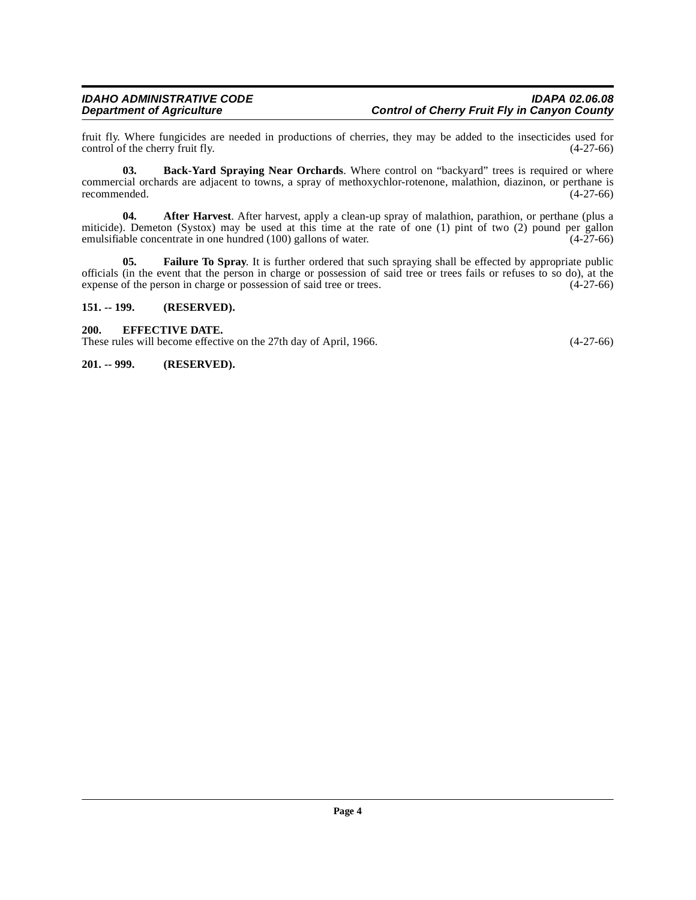fruit fly. Where fungicides are needed in productions of cherries, they may be added to the insecticides used for control of the cherry fruit fly. (4-27-66)

**03. Back-Yard Spraying Near Orchards**. Where control on "backyard" trees is required or where commercial orchards are adjacent to towns, a spray of methoxychlor-rotenone, malathion, diazinon, or perthane is recommended. (4-27-66)

**04. After Harvest**. After harvest, apply a clean-up spray of malathion, parathion, or perthane (plus a miticide). Demeton (Systox) may be used at this time at the rate of one (1) pint of two (2) pound per gallon emulsifiable concentrate in one hundred (100) gallons of water. (4-27-66)

**05. Failure To Spray**. It is further ordered that such spraying shall be effected by appropriate public officials (in the event that the person in charge or possession of said tree or trees fails or refuses to so do), at the expense of the person in charge or possession of said tree or trees. (4-27-66)

**151. -- 199. (RESERVED).**

**200. EFFECTIVE DATE.**

These rules will become effective on the 27th day of April, 1966. (4-27-66)

**201. -- 999. (RESERVED).**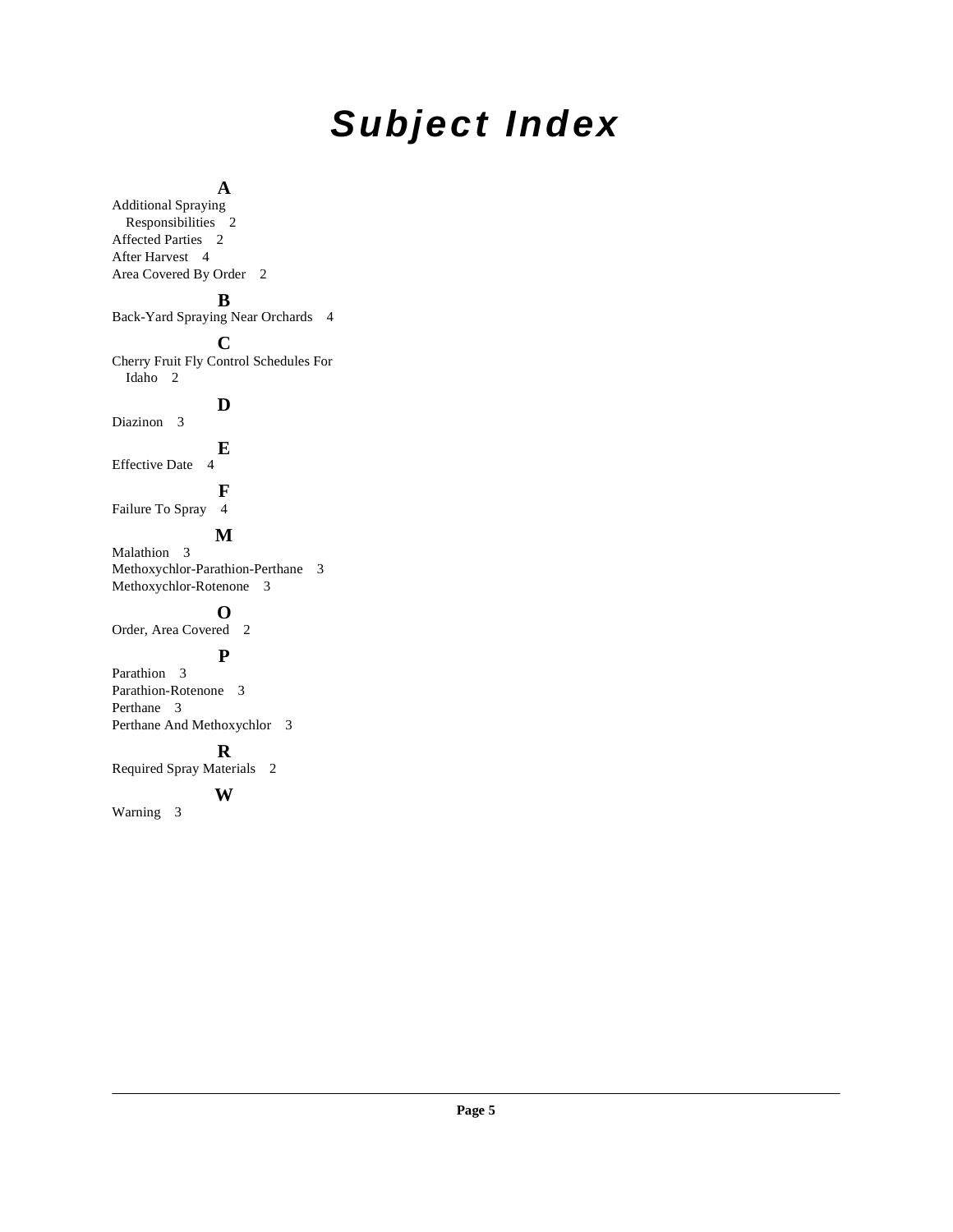# *Subject Index*

**A**

Additional Spraying Responsibilities 2
Affected Parties 2
After Harvest 4
Area Covered By Order 2

**B**

Back-Yard Spraying Near Orchards 4

**C**

Cherry Fruit Fly Control Schedules For Idaho 2

**D**

Diazinon 3

**E**

Effective Date 4

**F**

Failure To Spray 4

**M**

Malathion 3
Methoxychlor-Parathion-Perthane 3
Methoxychlor-Rotenone 3

**O**

Order, Area Covered 2

**P**

Parathion 3
Parathion-Rotenone 3
Perthane 3
Perthane And Methoxychlor 3

**R**

Required Spray Materials 2

**W**

Warning 3